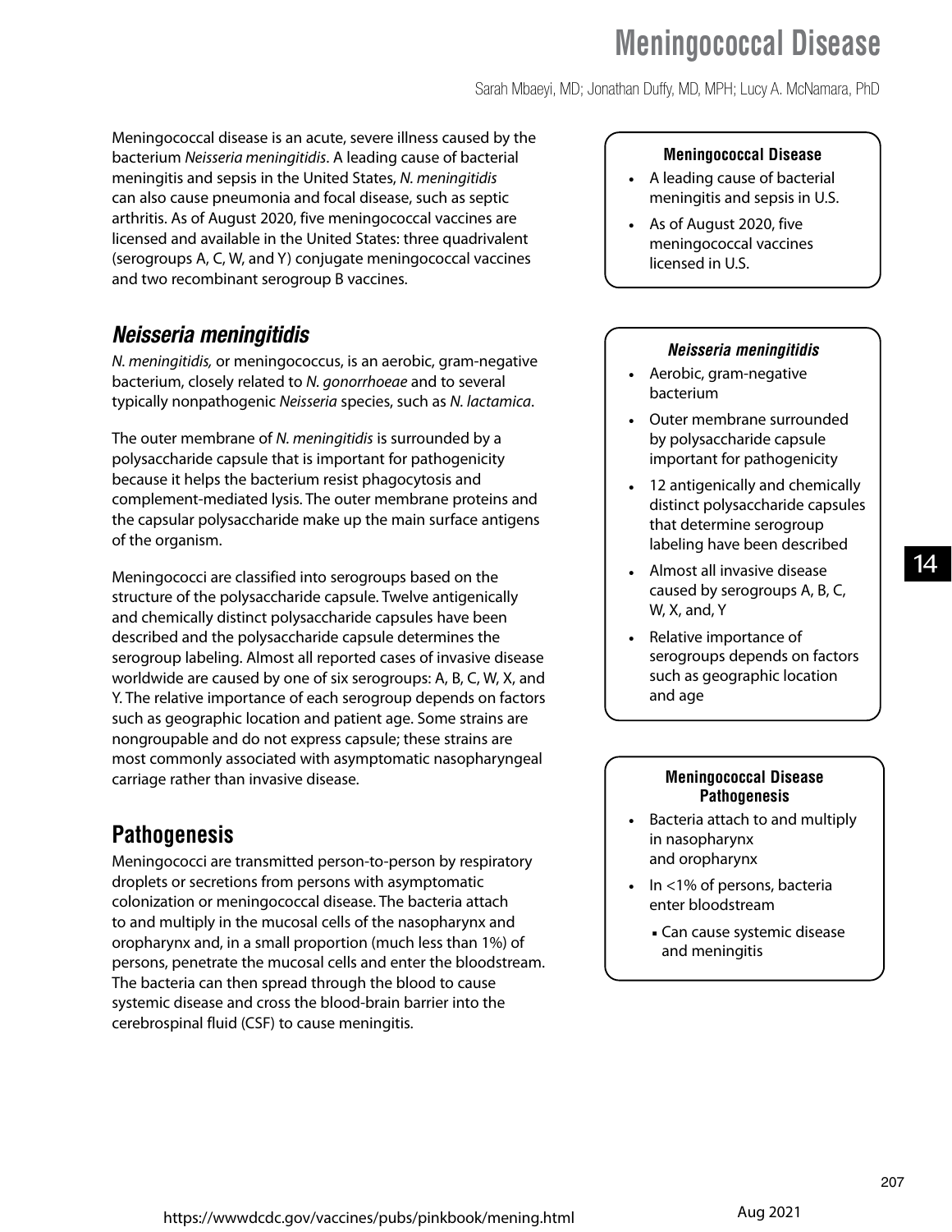# Meningococcal Disease

Sarah Mbaeyi, MD; Jonathan Duffy, MD, MPH; Lucy A. McNamara, PhD

Meningococcal disease is an acute, severe illness caused by the bacterium *Neisseria meningitidis*. A leading cause of bacterial meningitis and sepsis in the United States, *N. meningitidis* can also cause pneumonia and focal disease, such as septic arthritis. As of August 2020, five meningococcal vaccines are licensed and available in the United States: three quadrivalent (serogroups A, C, W, and Y) conjugate meningococcal vaccines and two recombinant serogroup B vaccines.

**Meningococcal Disease**

- A leading cause of bacterial meningitis and sepsis in U.S.
- As of August 2020, five meningococcal vaccines licensed in U.S.

## *Neisseria meningitidis*

*N. meningitidis,* or meningococcus, is an aerobic, gram-negative bacterium, closely related to *N. gonorrhoeae* and to several typically nonpathogenic *Neisseria* species, such as *N. lactamica*.

The outer membrane of *N. meningitidis* is surrounded by a polysaccharide capsule that is important for pathogenicity because it helps the bacterium resist phagocytosis and complement-mediated lysis. The outer membrane proteins and the capsular polysaccharide make up the main surface antigens of the organism.

Meningococci are classified into serogroups based on the structure of the polysaccharide capsule. Twelve antigenically and chemically distinct polysaccharide capsules have been described and the polysaccharide capsule determines the serogroup labeling. Almost all reported cases of invasive disease worldwide are caused by one of six serogroups: A, B, C, W, X, and Y. The relative importance of each serogroup depends on factors such as geographic location and patient age. Some strains are nongroupable and do not express capsule; these strains are most commonly associated with asymptomatic nasopharyngeal carriage rather than invasive disease.

***Neisseria meningitidis***

- Aerobic, gram-negative bacterium
- Outer membrane surrounded by polysaccharide capsule important for pathogenicity
- 12 antigenically and chemically distinct polysaccharide capsules that determine serogroup labeling have been described
- Almost all invasive disease caused by serogroups A, B, C, W, X, and Y
- Relative importance of serogroups depends on factors such as geographic location and age

## Pathogenesis

Meningococci are transmitted person-to-person by respiratory droplets or secretions from persons with asymptomatic colonization or meningococcal disease. The bacteria attach to and multiply in the mucosal cells of the nasopharynx and oropharynx and, in a small proportion (much less than 1%) of persons, penetrate the mucosal cells and enter the bloodstream. The bacteria can then spread through the blood to cause systemic disease and cross the blood-brain barrier into the cerebrospinal fluid (CSF) to cause meningitis.

**Meningococcal Disease Pathogenesis**

- Bacteria attach to and multiply in nasopharynx and oropharynx
- In <1% of persons, bacteria enter bloodstream
  - Can cause systemic disease and meningitis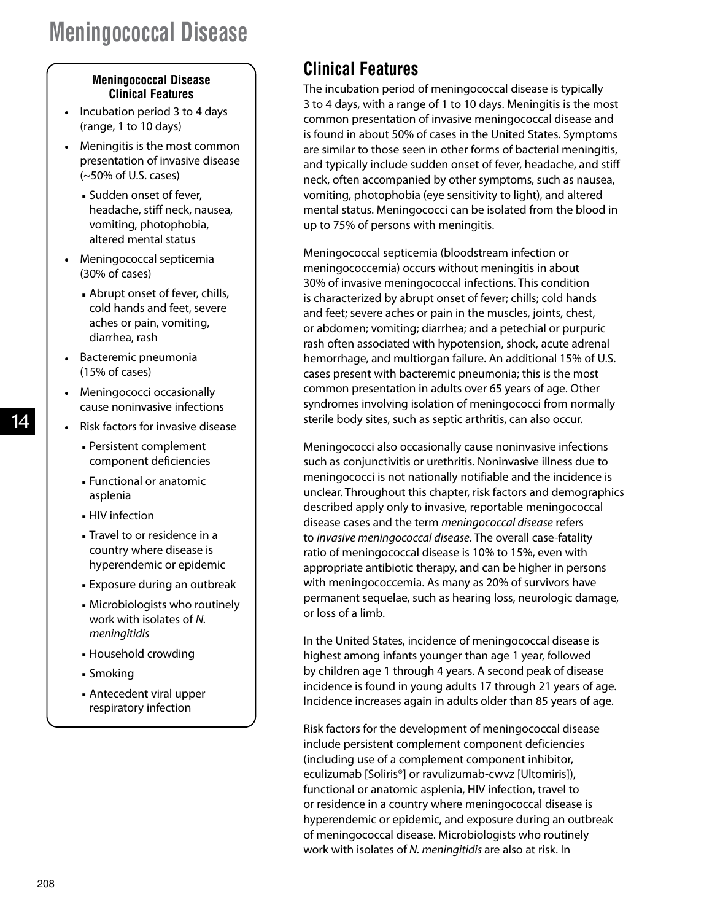# Meningococcal Disease

**Meningococcal Disease Clinical Features**

- Incubation period 3 to 4 days (range, 1 to 10 days)
- Meningitis is the most common presentation of invasive disease (~50% of U.S. cases)
  - Sudden onset of fever, headache, stiff neck, nausea, vomiting, photophobia, altered mental status
- Meningococcal septicemia (30% of cases)
  - Abrupt onset of fever, chills, cold hands and feet, severe aches or pain, vomiting, diarrhea, rash
- Bacteremic pneumonia (15% of cases)
- Meningococci occasionally cause noninvasive infections
- Risk factors for invasive disease
  - Persistent complement component deficiencies
  - Functional or anatomic asplenia
  - HIV infection
  - Travel to or residence in a country where disease is hyperendemic or epidemic
  - Exposure during an outbreak
  - Microbiologists who routinely work with isolates of *N. meningitidis*
  - Household crowding
  - Smoking
  - Antecedent viral upper respiratory infection

## Clinical Features

The incubation period of meningococcal disease is typically 3 to 4 days, with a range of 1 to 10 days. Meningitis is the most common presentation of invasive meningococcal disease and is found in about 50% of cases in the United States. Symptoms are similar to those seen in other forms of bacterial meningitis, and typically include sudden onset of fever, headache, and stiff neck, often accompanied by other symptoms, such as nausea, vomiting, photophobia (eye sensitivity to light), and altered mental status. Meningococci can be isolated from the blood in up to 75% of persons with meningitis.

Meningococcal septicemia (bloodstream infection or meningococcemia) occurs without meningitis in about 30% of invasive meningococcal infections. This condition is characterized by abrupt onset of fever; chills; cold hands and feet; severe aches or pain in the muscles, joints, chest, or abdomen; vomiting; diarrhea; and a petechial or purpuric rash often associated with hypotension, shock, acute adrenal hemorrhage, and multiorgan failure. An additional 15% of U.S. cases present with bacteremic pneumonia; this is the most common presentation in adults over 65 years of age. Other syndromes involving isolation of meningococci from normally sterile body sites, such as septic arthritis, can also occur.

Meningococci also occasionally cause noninvasive infections such as conjunctivitis or urethritis. Noninvasive illness due to meningococci is not nationally notifiable and the incidence is unclear. Throughout this chapter, risk factors and demographics described apply only to invasive, reportable meningococcal disease cases and the term *meningococcal disease* refers to *invasive meningococcal disease*. The overall case-fatality ratio of meningococcal disease is 10% to 15%, even with appropriate antibiotic therapy, and can be higher in persons with meningococcemia. As many as 20% of survivors have permanent sequelae, such as hearing loss, neurologic damage, or loss of a limb.

In the United States, incidence of meningococcal disease is highest among infants younger than age 1 year, followed by children age 1 through 4 years. A second peak of disease incidence is found in young adults 17 through 21 years of age. Incidence increases again in adults older than 85 years of age.

Risk factors for the development of meningococcal disease include persistent complement component deficiencies (including use of a complement component inhibitor, eculizumab [Soliris®] or ravulizumab-cwvz [Ultomiris]), functional or anatomic asplenia, HIV infection, travel to or residence in a country where meningococcal disease is hyperendemic or epidemic, and exposure during an outbreak of meningococcal disease. Microbiologists who routinely work with isolates of *N. meningitidis* are also at risk. In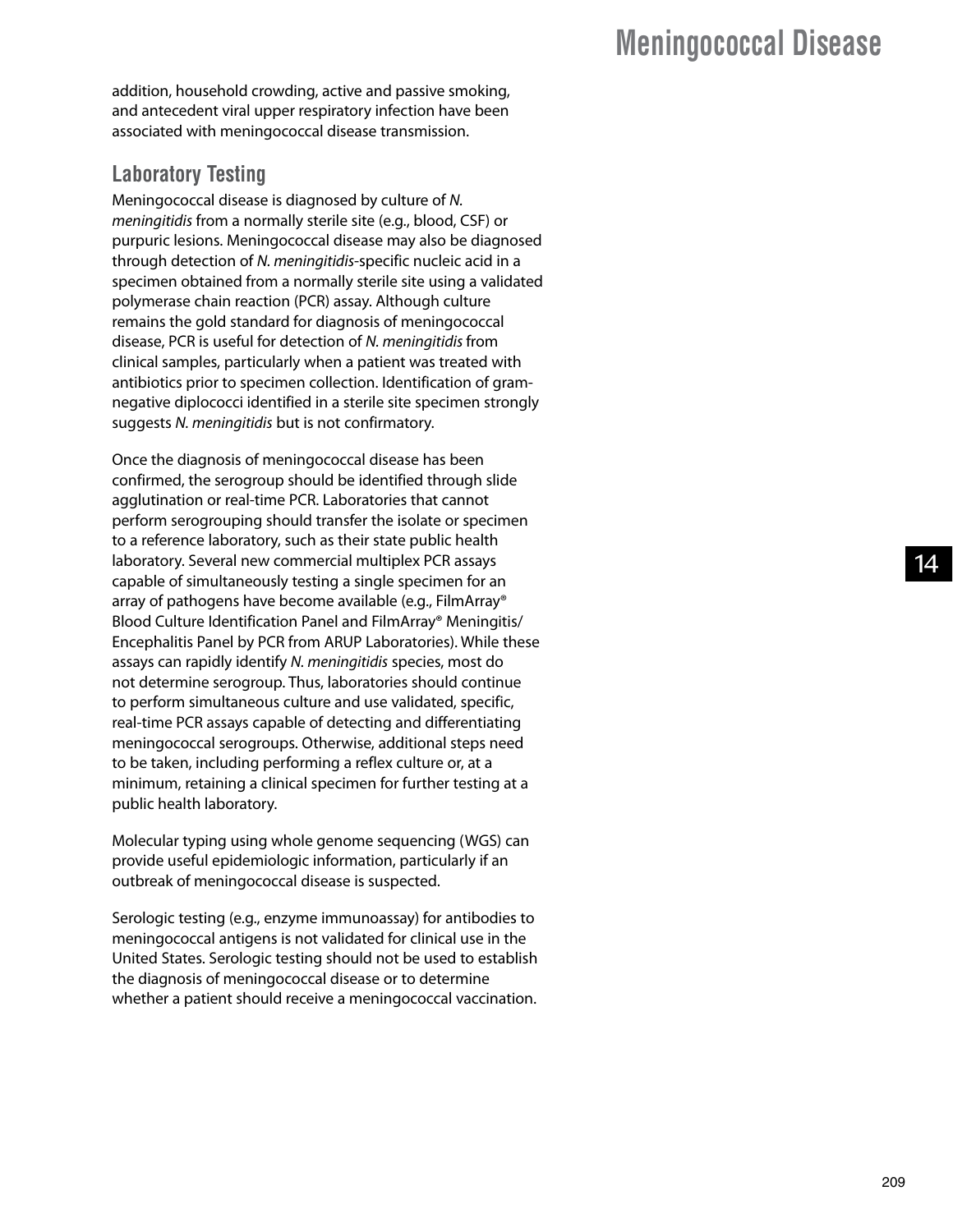addition, household crowding, active and passive smoking, and antecedent viral upper respiratory infection have been associated with meningococcal disease transmission.

## Laboratory Testing

Meningococcal disease is diagnosed by culture of *N. meningitidis* from a normally sterile site (e.g., blood, CSF) or purpuric lesions. Meningococcal disease may also be diagnosed through detection of *N. meningitidis*-specific nucleic acid in a specimen obtained from a normally sterile site using a validated polymerase chain reaction (PCR) assay. Although culture remains the gold standard for diagnosis of meningococcal disease, PCR is useful for detection of *N. meningitidis* from clinical samples, particularly when a patient was treated with antibiotics prior to specimen collection. Identification of gram-negative diplococci identified in a sterile site specimen strongly suggests *N. meningitidis* but is not confirmatory.

Once the diagnosis of meningococcal disease has been confirmed, the serogroup should be identified through slide agglutination or real-time PCR. Laboratories that cannot perform serogrouping should transfer the isolate or specimen to a reference laboratory, such as their state public health laboratory. Several new commercial multiplex PCR assays capable of simultaneously testing a single specimen for an array of pathogens have become available (e.g., FilmArray® Blood Culture Identification Panel and FilmArray® Meningitis/Encephalitis Panel by PCR from ARUP Laboratories). While these assays can rapidly identify *N. meningitidis* species, most do not determine serogroup. Thus, laboratories should continue to perform simultaneous culture and use validated, specific, real-time PCR assays capable of detecting and differentiating meningococcal serogroups. Otherwise, additional steps need to be taken, including performing a reflex culture or, at a minimum, retaining a clinical specimen for further testing at a public health laboratory.

Molecular typing using whole genome sequencing (WGS) can provide useful epidemiologic information, particularly if an outbreak of meningococcal disease is suspected.

Serologic testing (e.g., enzyme immunoassay) for antibodies to meningococcal antigens is not validated for clinical use in the United States. Serologic testing should not be used to establish the diagnosis of meningococcal disease or to determine whether a patient should receive a meningococcal vaccination.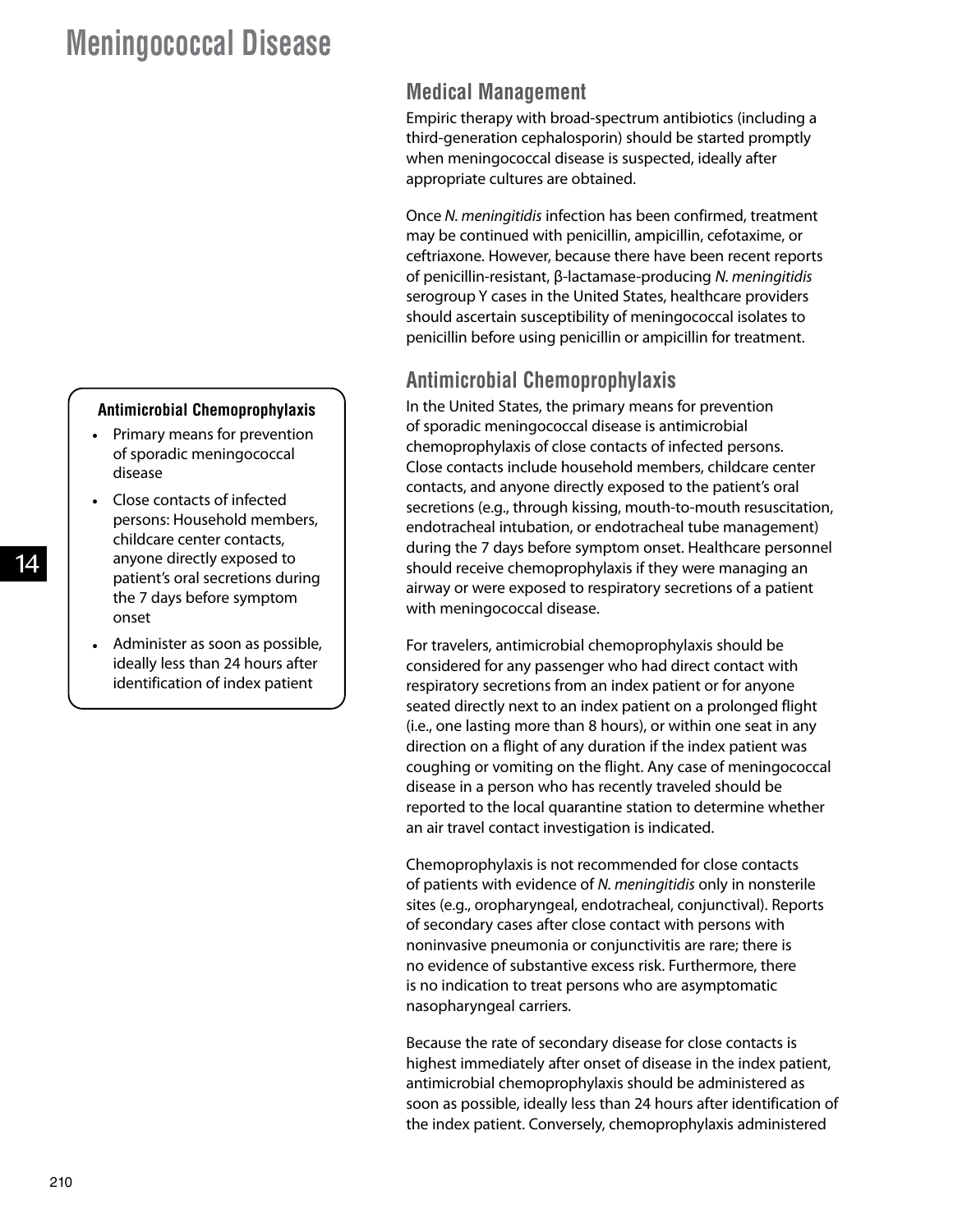## Medical Management

Empiric therapy with broad-spectrum antibiotics (including a third-generation cephalosporin) should be started promptly when meningococcal disease is suspected, ideally after appropriate cultures are obtained.

Once *N. meningitidis* infection has been confirmed, treatment may be continued with penicillin, ampicillin, cefotaxime, or ceftriaxone. However, because there have been recent reports of penicillin-resistant, β-lactamase-producing *N. meningitidis* serogroup Y cases in the United States, healthcare providers should ascertain susceptibility of meningococcal isolates to penicillin before using penicillin or ampicillin for treatment.

## Antimicrobial Chemoprophylaxis

> **Antimicrobial Chemoprophylaxis**
>
> - Primary means for prevention of sporadic meningococcal disease
> - Close contacts of infected persons: Household members, childcare center contacts, anyone directly exposed to patient's oral secretions during the 7 days before symptom onset
> - Administer as soon as possible, ideally less than 24 hours after identification of index patient

In the United States, the primary means for prevention of sporadic meningococcal disease is antimicrobial chemoprophylaxis of close contacts of infected persons. Close contacts include household members, childcare center contacts, and anyone directly exposed to the patient's oral secretions (e.g., through kissing, mouth-to-mouth resuscitation, endotracheal intubation, or endotracheal tube management) during the 7 days before symptom onset. Healthcare personnel should receive chemoprophylaxis if they were managing an airway or were exposed to respiratory secretions of a patient with meningococcal disease.

For travelers, antimicrobial chemoprophylaxis should be considered for any passenger who had direct contact with respiratory secretions from an index patient or for anyone seated directly next to an index patient on a prolonged flight (i.e., one lasting more than 8 hours), or within one seat in any direction on a flight of any duration if the index patient was coughing or vomiting on the flight. Any case of meningococcal disease in a person who has recently traveled should be reported to the local quarantine station to determine whether an air travel contact investigation is indicated.

Chemoprophylaxis is not recommended for close contacts of patients with evidence of *N. meningitidis* only in nonsterile sites (e.g., oropharyngeal, endotracheal, conjunctival). Reports of secondary cases after close contact with persons with noninvasive pneumonia or conjunctivitis are rare; there is no evidence of substantive excess risk. Furthermore, there is no indication to treat persons who are asymptomatic nasopharyngeal carriers.

Because the rate of secondary disease for close contacts is highest immediately after onset of disease in the index patient, antimicrobial chemoprophylaxis should be administered as soon as possible, ideally less than 24 hours after identification of the index patient. Conversely, chemoprophylaxis administered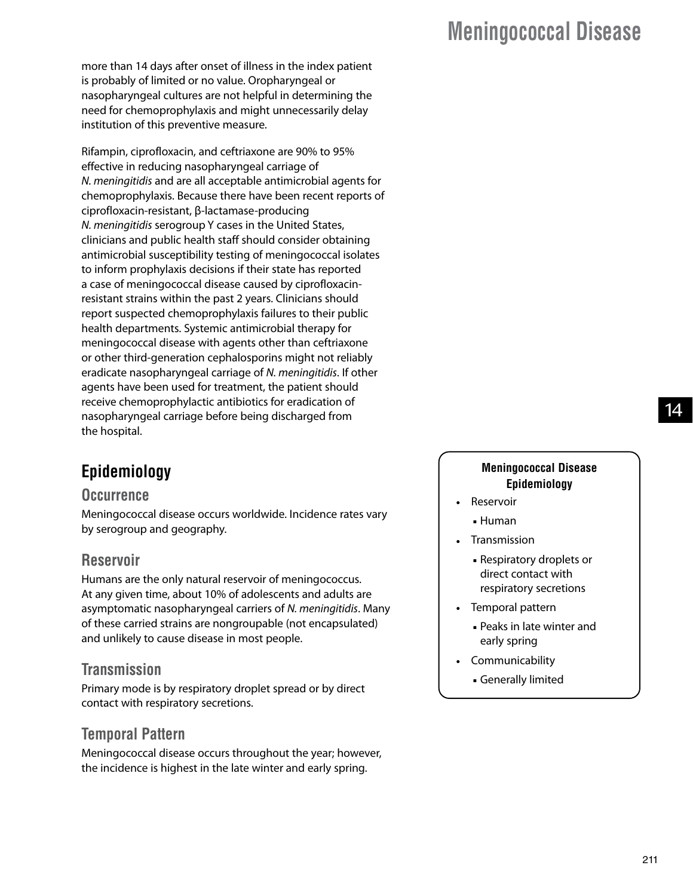more than 14 days after onset of illness in the index patient is probably of limited or no value. Oropharyngeal or nasopharyngeal cultures are not helpful in determining the need for chemoprophylaxis and might unnecessarily delay institution of this preventive measure.

Rifampin, ciprofloxacin, and ceftriaxone are 90% to 95% effective in reducing nasopharyngeal carriage of *N. meningitidis* and are all acceptable antimicrobial agents for chemoprophylaxis. Because there have been recent reports of ciprofloxacin-resistant, β-lactamase-producing *N. meningitidis* serogroup Y cases in the United States, clinicians and public health staff should consider obtaining antimicrobial susceptibility testing of meningococcal isolates to inform prophylaxis decisions if their state has reported a case of meningococcal disease caused by ciprofloxacin-resistant strains within the past 2 years. Clinicians should report suspected chemoprophylaxis failures to their public health departments. Systemic antimicrobial therapy for meningococcal disease with agents other than ceftriaxone or other third-generation cephalosporins might not reliably eradicate nasopharyngeal carriage of *N. meningitidis*. If other agents have been used for treatment, the patient should receive chemoprophylactic antibiotics for eradication of nasopharyngeal carriage before being discharged from the hospital.

## Epidemiology

### Occurrence

Meningococcal disease occurs worldwide. Incidence rates vary by serogroup and geography.

### Reservoir

Humans are the only natural reservoir of meningococcus. At any given time, about 10% of adolescents and adults are asymptomatic nasopharyngeal carriers of *N. meningitidis*. Many of these carried strains are nongroupable (not encapsulated) and unlikely to cause disease in most people.

### Transmission

Primary mode is by respiratory droplet spread or by direct contact with respiratory secretions.

### Temporal Pattern

Meningococcal disease occurs throughout the year; however, the incidence is highest in the late winter and early spring.

**Meningococcal Disease Epidemiology**

- Reservoir
  - Human
- Transmission
  - Respiratory droplets or direct contact with respiratory secretions
- Temporal pattern
  - Peaks in late winter and early spring
- Communicability
  - Generally limited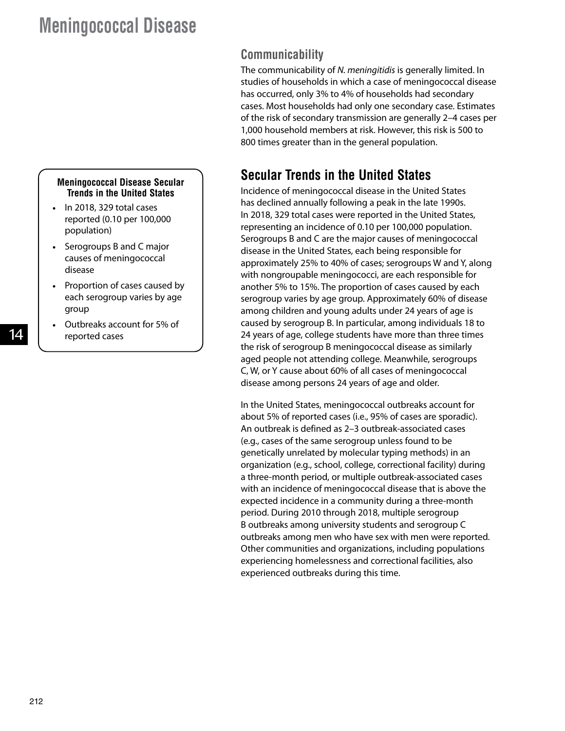## Communicability

The communicability of *N. meningitidis* is generally limited. In studies of households in which a case of meningococcal disease has occurred, only 3% to 4% of households had secondary cases. Most households had only one secondary case. Estimates of the risk of secondary transmission are generally 2–4 cases per 1,000 household members at risk. However, this risk is 500 to 800 times greater than in the general population.

## Secular Trends in the United States

**Meningococcal Disease Secular Trends in the United States**

- In 2018, 329 total cases reported (0.10 per 100,000 population)
- Serogroups B and C major causes of meningococcal disease
- Proportion of cases caused by each serogroup varies by age group
- Outbreaks account for 5% of reported cases

Incidence of meningococcal disease in the United States has declined annually following a peak in the late 1990s. In 2018, 329 total cases were reported in the United States, representing an incidence of 0.10 per 100,000 population. Serogroups B and C are the major causes of meningococcal disease in the United States, each being responsible for approximately 25% to 40% of cases; serogroups W and Y, along with nongroupable meningococci, are each responsible for another 5% to 15%. The proportion of cases caused by each serogroup varies by age group. Approximately 60% of disease among children and young adults under 24 years of age is caused by serogroup B. In particular, among individuals 18 to 24 years of age, college students have more than three times the risk of serogroup B meningococcal disease as similarly aged people not attending college. Meanwhile, serogroups C, W, or Y cause about 60% of all cases of meningococcal disease among persons 24 years of age and older.

In the United States, meningococcal outbreaks account for about 5% of reported cases (i.e., 95% of cases are sporadic). An outbreak is defined as 2–3 outbreak-associated cases (e.g., cases of the same serogroup unless found to be genetically unrelated by molecular typing methods) in an organization (e.g., school, college, correctional facility) during a three-month period, or multiple outbreak-associated cases with an incidence of meningococcal disease that is above the expected incidence in a community during a three-month period. During 2010 through 2018, multiple serogroup B outbreaks among university students and serogroup C outbreaks among men who have sex with men were reported. Other communities and organizations, including populations experiencing homelessness and correctional facilities, also experienced outbreaks during this time.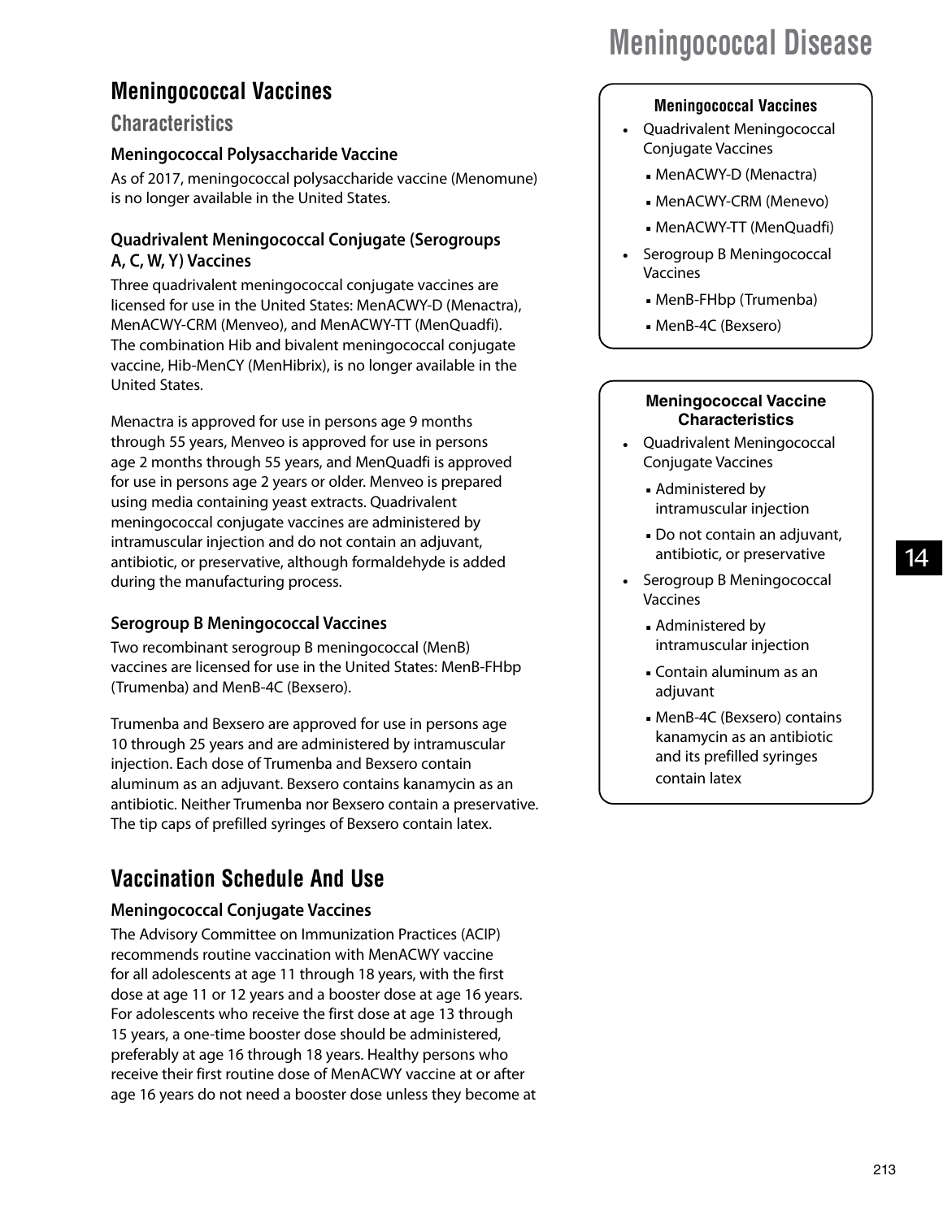## Meningococcal Vaccines

### Characteristics

#### Meningococcal Polysaccharide Vaccine

As of 2017, meningococcal polysaccharide vaccine (Menomune) is no longer available in the United States.

#### Quadrivalent Meningococcal Conjugate (Serogroups A, C, W, Y) Vaccines

Three quadrivalent meningococcal conjugate vaccines are licensed for use in the United States: MenACWY-D (Menactra), MenACWY-CRM (Menveo), and MenACWY-TT (MenQuadfi). The combination Hib and bivalent meningococcal conjugate vaccine, Hib-MenCY (MenHibrix), is no longer available in the United States.

Menactra is approved for use in persons age 9 months through 55 years, Menveo is approved for use in persons age 2 months through 55 years, and MenQuadfi is approved for use in persons age 2 years or older. Menveo is prepared using media containing yeast extracts. Quadrivalent meningococcal conjugate vaccines are administered by intramuscular injection and do not contain an adjuvant, antibiotic, or preservative, although formaldehyde is added during the manufacturing process.

#### Serogroup B Meningococcal Vaccines

Two recombinant serogroup B meningococcal (MenB) vaccines are licensed for use in the United States: MenB-FHbp (Trumenba) and MenB-4C (Bexsero).

Trumenba and Bexsero are approved for use in persons age 10 through 25 years and are administered by intramuscular injection. Each dose of Trumenba and Bexsero contain aluminum as an adjuvant. Bexsero contains kanamycin as an antibiotic. Neither Trumenba nor Bexsero contain a preservative. The tip caps of prefilled syringes of Bexsero contain latex.

**Meningococcal Vaccines**

- Quadrivalent Meningococcal Conjugate Vaccines
  - MenACWY-D (Menactra)
  - MenACWY-CRM (Menevo)
  - MenACWY-TT (MenQuadfi)
- Serogroup B Meningococcal Vaccines
  - MenB-FHbp (Trumenba)
  - MenB-4C (Bexsero)

**Meningococcal Vaccine Characteristics**

- Quadrivalent Meningococcal Conjugate Vaccines
  - Administered by intramuscular injection
  - Do not contain an adjuvant, antibiotic, or preservative
- Serogroup B Meningococcal Vaccines
  - Administered by intramuscular injection
  - Contain aluminum as an adjuvant
  - MenB-4C (Bexsero) contains kanamycin as an antibiotic and its prefilled syringes contain latex

## Vaccination Schedule And Use

#### Meningococcal Conjugate Vaccines

The Advisory Committee on Immunization Practices (ACIP) recommends routine vaccination with MenACWY vaccine for all adolescents at age 11 through 18 years, with the first dose at age 11 or 12 years and a booster dose at age 16 years. For adolescents who receive the first dose at age 13 through 15 years, a one-time booster dose should be administered, preferably at age 16 through 18 years. Healthy persons who receive their first routine dose of MenACWY vaccine at or after age 16 years do not need a booster dose unless they become at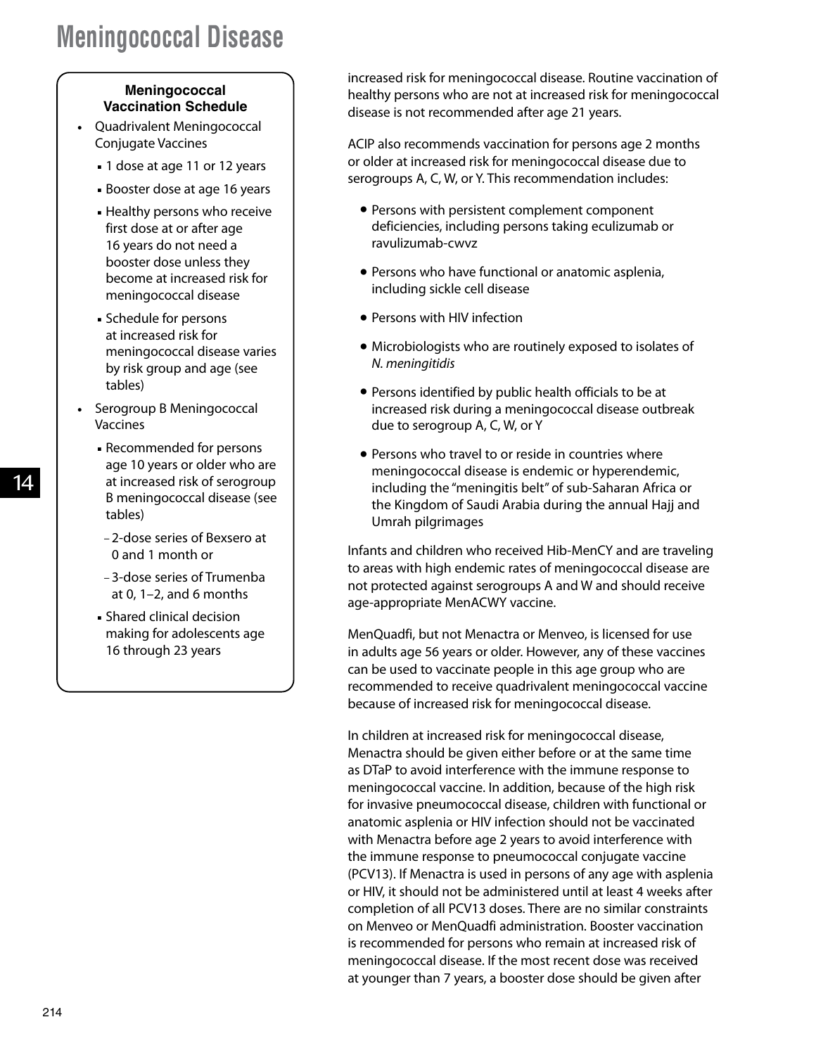### Meningococcal Vaccination Schedule

- Quadrivalent Meningococcal Conjugate Vaccines
  - 1 dose at age 11 or 12 years
  - Booster dose at age 16 years
  - Healthy persons who receive first dose at or after age 16 years do not need a booster dose unless they become at increased risk for meningococcal disease
  - Schedule for persons at increased risk for meningococcal disease varies by risk group and age (see tables)
- Serogroup B Meningococcal Vaccines
  - Recommended for persons age 10 years or older who are at increased risk of serogroup B meningococcal disease (see tables)
    - 2-dose series of Bexsero at 0 and 1 month or
    - 3-dose series of Trumenba at 0, 1–2, and 6 months
  - Shared clinical decision making for adolescents age 16 through 23 years

increased risk for meningococcal disease. Routine vaccination of healthy persons who are not at increased risk for meningococcal disease is not recommended after age 21 years.

ACIP also recommends vaccination for persons age 2 months or older at increased risk for meningococcal disease due to serogroups A, C, W, or Y. This recommendation includes:

- Persons with persistent complement component deficiencies, including persons taking eculizumab or ravulizumab-cwvz
- Persons who have functional or anatomic asplenia, including sickle cell disease
- Persons with HIV infection
- Microbiologists who are routinely exposed to isolates of *N. meningitidis*
- Persons identified by public health officials to be at increased risk during a meningococcal disease outbreak due to serogroup A, C, W, or Y
- Persons who travel to or reside in countries where meningococcal disease is endemic or hyperendemic, including the "meningitis belt" of sub-Saharan Africa or the Kingdom of Saudi Arabia during the annual Hajj and Umrah pilgrimages

Infants and children who received Hib-MenCY and are traveling to areas with high endemic rates of meningococcal disease are not protected against serogroups A and W and should receive age-appropriate MenACWY vaccine.

MenQuadfi, but not Menactra or Menveo, is licensed for use in adults age 56 years or older. However, any of these vaccines can be used to vaccinate people in this age group who are recommended to receive quadrivalent meningococcal vaccine because of increased risk for meningococcal disease.

In children at increased risk for meningococcal disease, Menactra should be given either before or at the same time as DTaP to avoid interference with the immune response to meningococcal vaccine. In addition, because of the high risk for invasive pneumococcal disease, children with functional or anatomic asplenia or HIV infection should not be vaccinated with Menactra before age 2 years to avoid interference with the immune response to pneumococcal conjugate vaccine (PCV13). If Menactra is used in persons of any age with asplenia or HIV, it should not be administered until at least 4 weeks after completion of all PCV13 doses. There are no similar constraints on Menveo or MenQuadfi administration. Booster vaccination is recommended for persons who remain at increased risk of meningococcal disease. If the most recent dose was received at younger than 7 years, a booster dose should be given after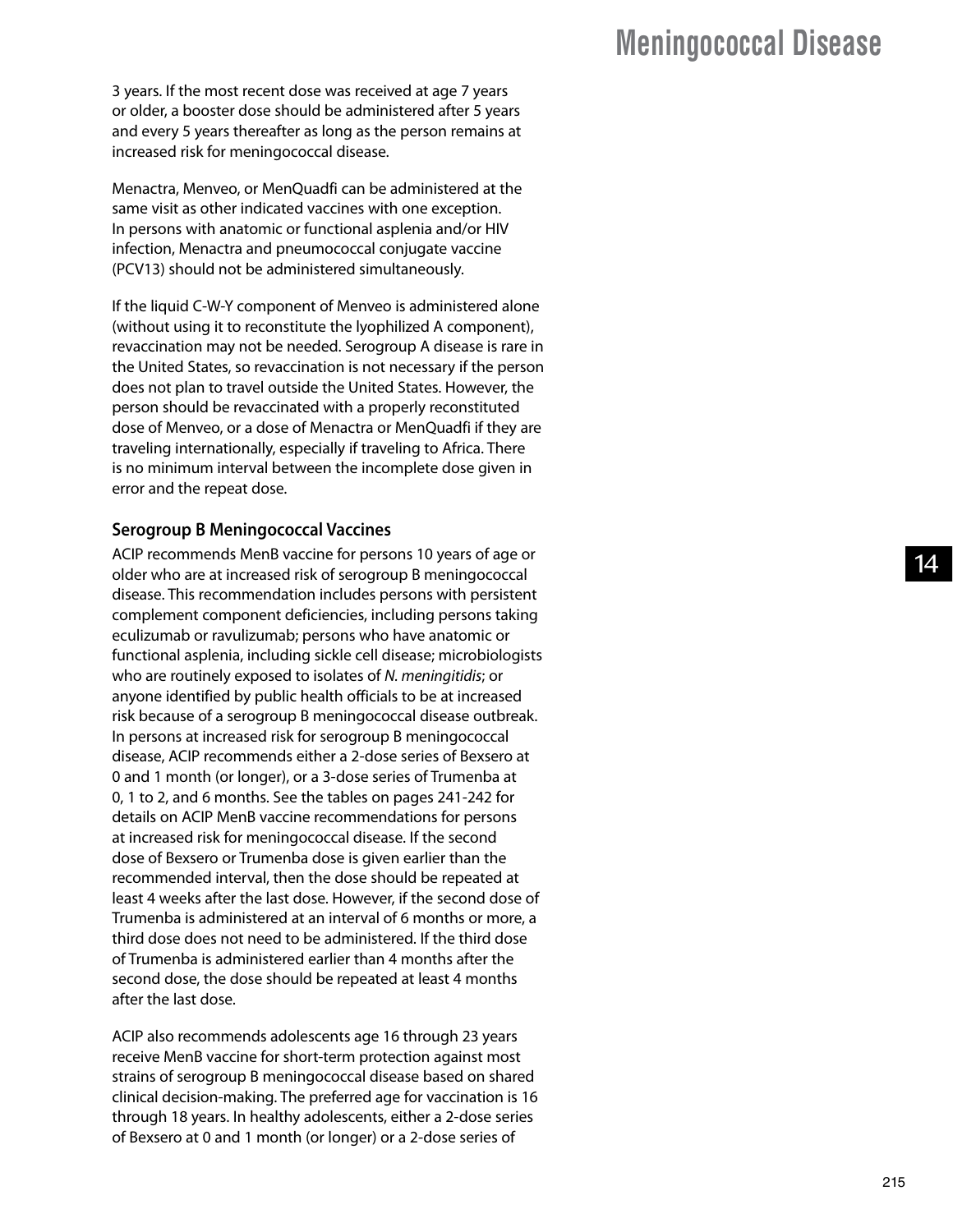3 years. If the most recent dose was received at age 7 years or older, a booster dose should be administered after 5 years and every 5 years thereafter as long as the person remains at increased risk for meningococcal disease.

Menactra, Menveo, or MenQuadfi can be administered at the same visit as other indicated vaccines with one exception. In persons with anatomic or functional asplenia and/or HIV infection, Menactra and pneumococcal conjugate vaccine (PCV13) should not be administered simultaneously.

If the liquid C-W-Y component of Menveo is administered alone (without using it to reconstitute the lyophilized A component), revaccination may not be needed. Serogroup A disease is rare in the United States, so revaccination is not necessary if the person does not plan to travel outside the United States. However, the person should be revaccinated with a properly reconstituted dose of Menveo, or a dose of Menactra or MenQuadfi if they are traveling internationally, especially if traveling to Africa. There is no minimum interval between the incomplete dose given in error and the repeat dose.

### Serogroup B Meningococcal Vaccines

ACIP recommends MenB vaccine for persons 10 years of age or older who are at increased risk of serogroup B meningococcal disease. This recommendation includes persons with persistent complement component deficiencies, including persons taking eculizumab or ravulizumab; persons who have anatomic or functional asplenia, including sickle cell disease; microbiologists who are routinely exposed to isolates of *N. meningitidis*; or anyone identified by public health officials to be at increased risk because of a serogroup B meningococcal disease outbreak. In persons at increased risk for serogroup B meningococcal disease, ACIP recommends either a 2-dose series of Bexsero at 0 and 1 month (or longer), or a 3-dose series of Trumenba at 0, 1 to 2, and 6 months. See the tables on pages 241-242 for details on ACIP MenB vaccine recommendations for persons at increased risk for meningococcal disease. If the second dose of Bexsero or Trumenba dose is given earlier than the recommended interval, then the dose should be repeated at least 4 weeks after the last dose. However, if the second dose of Trumenba is administered at an interval of 6 months or more, a third dose does not need to be administered. If the third dose of Trumenba is administered earlier than 4 months after the second dose, the dose should be repeated at least 4 months after the last dose.

ACIP also recommends adolescents age 16 through 23 years receive MenB vaccine for short-term protection against most strains of serogroup B meningococcal disease based on shared clinical decision-making. The preferred age for vaccination is 16 through 18 years. In healthy adolescents, either a 2-dose series of Bexsero at 0 and 1 month (or longer) or a 2-dose series of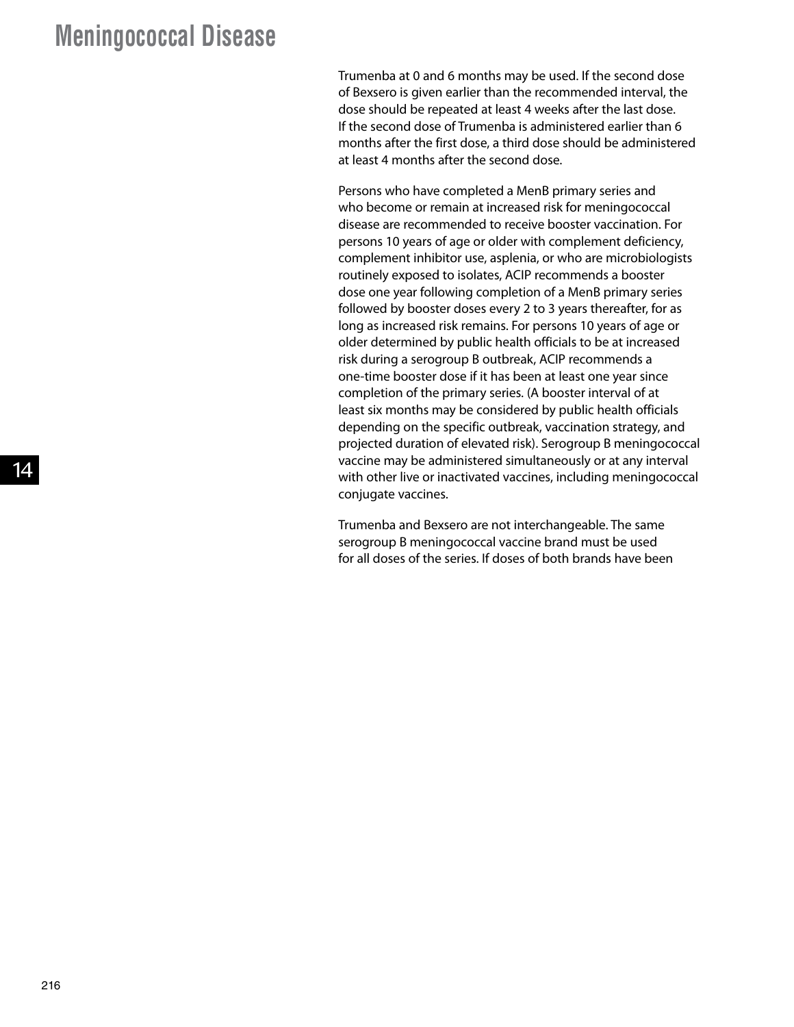Trumenba at 0 and 6 months may be used. If the second dose of Bexsero is given earlier than the recommended interval, the dose should be repeated at least 4 weeks after the last dose. If the second dose of Trumenba is administered earlier than 6 months after the first dose, a third dose should be administered at least 4 months after the second dose.

Persons who have completed a MenB primary series and who become or remain at increased risk for meningococcal disease are recommended to receive booster vaccination. For persons 10 years of age or older with complement deficiency, complement inhibitor use, asplenia, or who are microbiologists routinely exposed to isolates, ACIP recommends a booster dose one year following completion of a MenB primary series followed by booster doses every 2 to 3 years thereafter, for as long as increased risk remains. For persons 10 years of age or older determined by public health officials to be at increased risk during a serogroup B outbreak, ACIP recommends a one-time booster dose if it has been at least one year since completion of the primary series. (A booster interval of at least six months may be considered by public health officials depending on the specific outbreak, vaccination strategy, and projected duration of elevated risk). Serogroup B meningococcal vaccine may be administered simultaneously or at any interval with other live or inactivated vaccines, including meningococcal conjugate vaccines.

Trumenba and Bexsero are not interchangeable. The same serogroup B meningococcal vaccine brand must be used for all doses of the series. If doses of both brands have been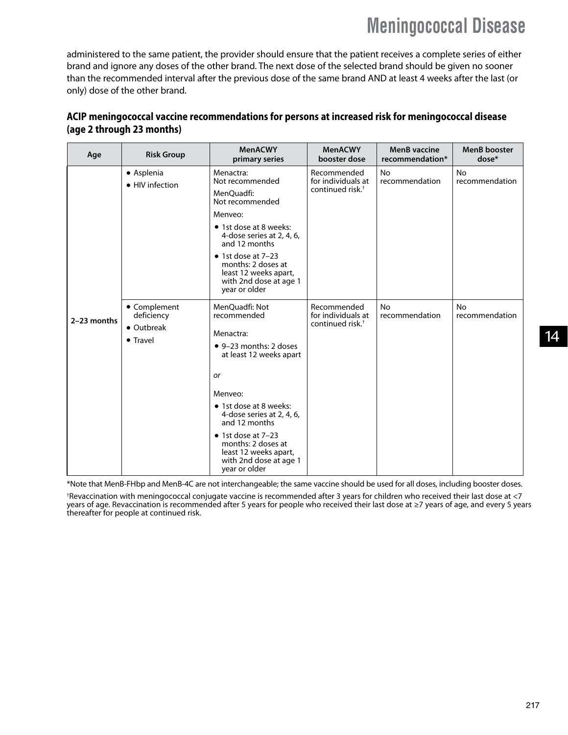administered to the same patient, the provider should ensure that the patient receives a complete series of either brand and ignore any doses of the other brand. The next dose of the selected brand should be given no sooner than the recommended interval after the previous dose of the same brand AND at least 4 weeks after the last (or only) dose of the other brand.

### ACIP meningococcal vaccine recommendations for persons at increased risk for meningococcal disease (age 2 through 23 months)

| Age | Risk Group | MenACWY primary series | MenACWY booster dose | MenB vaccine recommendation* | MenB booster dose* |
|---|---|---|---|---|---|
| 2–23 months | • Asplenia<br>• HIV infection | Menactra: Not recommended<br>MenQuadfi: Not recommended<br>Menveo:<br>• 1st dose at 8 weeks: 4-dose series at 2, 4, 6, and 12 months<br>• 1st dose at 7–23 months: 2 doses at least 12 weeks apart, with 2nd dose at age 1 year or older | Recommended for individuals at continued risk.† | No recommendation | No recommendation |
| | • Complement deficiency<br>• Outbreak<br>• Travel | MenQuadfi: Not recommended<br>Menactra:<br>• 9–23 months: 2 doses at least 12 weeks apart<br>*or*<br>Menveo:<br>• 1st dose at 8 weeks: 4-dose series at 2, 4, 6, and 12 months<br>• 1st dose at 7–23 months: 2 doses at least 12 weeks apart, with 2nd dose at age 1 year or older | Recommended for individuals at continued risk.† | No recommendation | No recommendation |

*Note that MenB-FHbp and MenB-4C are not interchangeable; the same vaccine should be used for all doses, including booster doses.

†Revaccination with meningococcal conjugate vaccine is recommended after 3 years for children who received their last dose at <7 years of age. Revaccination is recommended after 5 years for people who received their last dose at ≥7 years of age, and every 5 years thereafter for people at continued risk.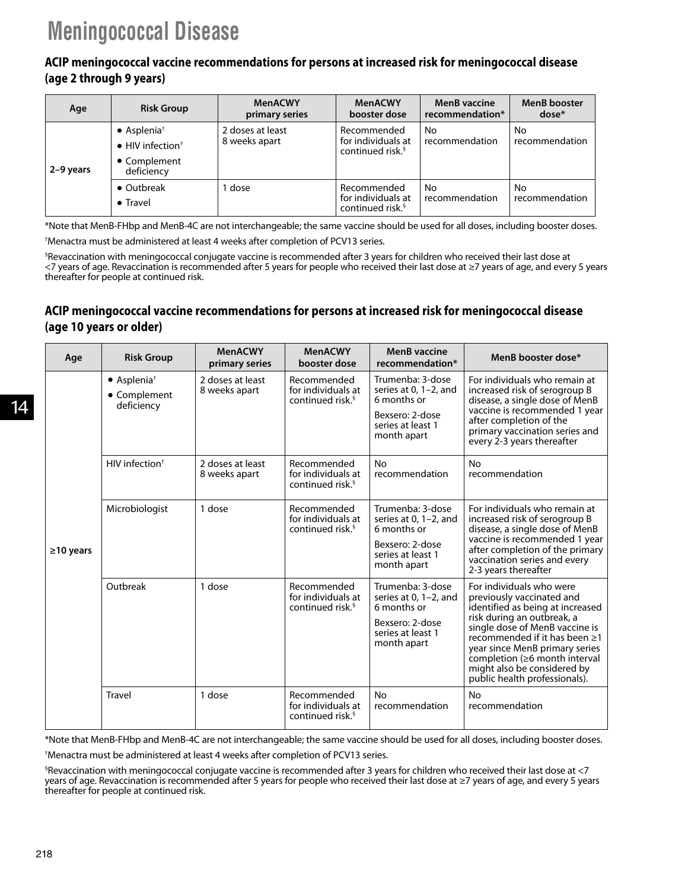# Meningococcal Disease

**ACIP meningococcal vaccine recommendations for persons at increased risk for meningococcal disease (age 2 through 9 years)**

| Age | Risk Group | MenACWY primary series | MenACWY booster dose | MenB vaccine recommendation* | MenB booster dose* |
|---|---|---|---|---|---|
| 2–9 years | • Asplenia†<br>• HIV infection†<br>• Complement deficiency | 2 doses at least 8 weeks apart | Recommended for individuals at continued risk.§ | No recommendation | No recommendation |
| | • Outbreak<br>• Travel | 1 dose | Recommended for individuals at continued risk.§ | No recommendation | No recommendation |

*Note that MenB-FHbp and MenB-4C are not interchangeable; the same vaccine should be used for all doses, including booster doses.

†Menactra must be administered at least 4 weeks after completion of PCV13 series.

§Revaccination with meningococcal conjugate vaccine is recommended after 3 years for children who received their last dose at <7 years of age. Revaccination is recommended after 5 years for people who received their last dose at ≥7 years of age, and every 5 years thereafter for people at continued risk.

**ACIP meningococcal vaccine recommendations for persons at increased risk for meningococcal disease (age 10 years or older)**

| Age | Risk Group | MenACWY primary series | MenACWY booster dose | MenB vaccine recommendation* | MenB booster dose* |
|---|---|---|---|---|---|
| ≥10 years | • Asplenia†<br>• Complement deficiency | 2 doses at least 8 weeks apart | Recommended for individuals at continued risk.§ | Trumenba: 3-dose series at 0, 1–2, and 6 months or<br>Bexsero: 2-dose series at least 1 month apart | For individuals who remain at increased risk of serogroup B disease, a single dose of MenB vaccine is recommended 1 year after completion of the primary vaccination series and every 2-3 years thereafter |
| | HIV infection† | 2 doses at least 8 weeks apart | Recommended for individuals at continued risk.§ | No recommendation | No recommendation |
| | Microbiologist | 1 dose | Recommended for individuals at continued risk.§ | Trumenba: 3-dose series at 0, 1–2, and 6 months or<br>Bexsero: 2-dose series at least 1 month apart | For individuals who remain at increased risk of serogroup B disease, a single dose of MenB vaccine is recommended 1 year after completion of the primary vaccination series and every 2-3 years thereafter |
| | Outbreak | 1 dose | Recommended for individuals at continued risk.§ | Trumenba: 3-dose series at 0, 1–2, and 6 months or<br>Bexsero: 2-dose series at least 1 month apart | For individuals who were previously vaccinated and identified as being at increased risk during an outbreak, a single dose of MenB vaccine is recommended if it has been ≥1 year since MenB primary series completion (≥6 month interval might also be considered by public health professionals). |
| | Travel | 1 dose | Recommended for individuals at continued risk.§ | No recommendation | No recommendation |

*Note that MenB-FHbp and MenB-4C are not interchangeable; the same vaccine should be used for all doses, including booster doses.

†Menactra must be administered at least 4 weeks after completion of PCV13 series.

§Revaccination with meningococcal conjugate vaccine is recommended after 3 years for children who received their last dose at <7 years of age. Revaccination is recommended after 5 years for people who received their last dose at ≥7 years of age, and every 5 years thereafter for people at continued risk.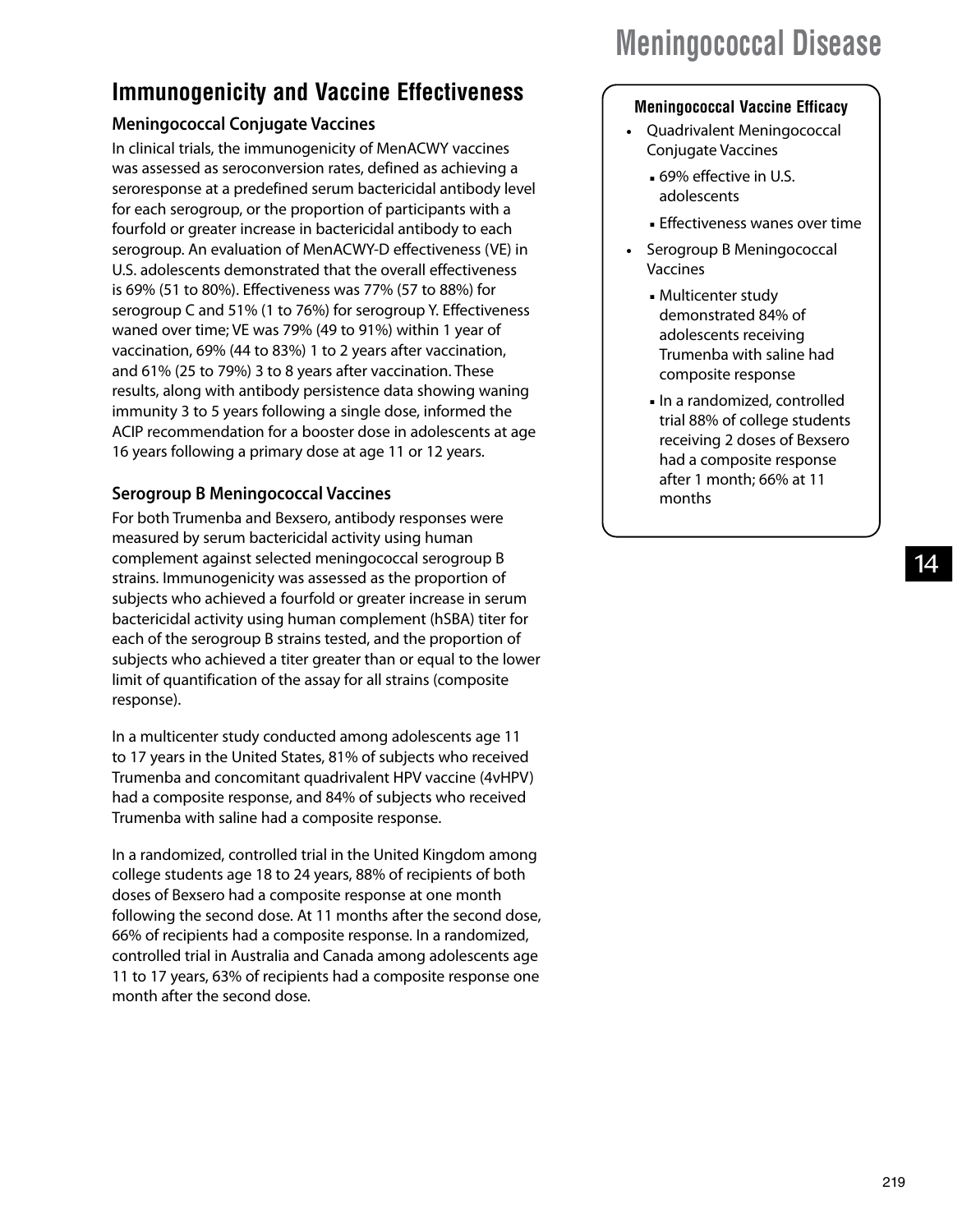## Immunogenicity and Vaccine Effectiveness

### Meningococcal Conjugate Vaccines

In clinical trials, the immunogenicity of MenACWY vaccines was assessed as seroconversion rates, defined as achieving a seroresponse at a predefined serum bactericidal antibody level for each serogroup, or the proportion of participants with a fourfold or greater increase in bactericidal antibody to each serogroup. An evaluation of MenACWY-D effectiveness (VE) in U.S. adolescents demonstrated that the overall effectiveness is 69% (51 to 80%). Effectiveness was 77% (57 to 88%) for serogroup C and 51% (1 to 76%) for serogroup Y. Effectiveness waned over time; VE was 79% (49 to 91%) within 1 year of vaccination, 69% (44 to 83%) 1 to 2 years after vaccination, and 61% (25 to 79%) 3 to 8 years after vaccination. These results, along with antibody persistence data showing waning immunity 3 to 5 years following a single dose, informed the ACIP recommendation for a booster dose in adolescents at age 16 years following a primary dose at age 11 or 12 years.

### Serogroup B Meningococcal Vaccines

For both Trumenba and Bexsero, antibody responses were measured by serum bactericidal activity using human complement against selected meningococcal serogroup B strains. Immunogenicity was assessed as the proportion of subjects who achieved a fourfold or greater increase in serum bactericidal activity using human complement (hSBA) titer for each of the serogroup B strains tested, and the proportion of subjects who achieved a titer greater than or equal to the lower limit of quantification of the assay for all strains (composite response).

In a multicenter study conducted among adolescents age 11 to 17 years in the United States, 81% of subjects who received Trumenba and concomitant quadrivalent HPV vaccine (4vHPV) had a composite response, and 84% of subjects who received Trumenba with saline had a composite response.

In a randomized, controlled trial in the United Kingdom among college students age 18 to 24 years, 88% of recipients of both doses of Bexsero had a composite response at one month following the second dose. At 11 months after the second dose, 66% of recipients had a composite response. In a randomized, controlled trial in Australia and Canada among adolescents age 11 to 17 years, 63% of recipients had a composite response one month after the second dose.

**Meningococcal Vaccine Efficacy**

- Quadrivalent Meningococcal Conjugate Vaccines
  - 69% effective in U.S. adolescents
  - Effectiveness wanes over time
- Serogroup B Meningococcal Vaccines
  - Multicenter study demonstrated 84% of adolescents receiving Trumenba with saline had composite response
  - In a randomized, controlled trial 88% of college students receiving 2 doses of Bexsero had a composite response after 1 month; 66% at 11 months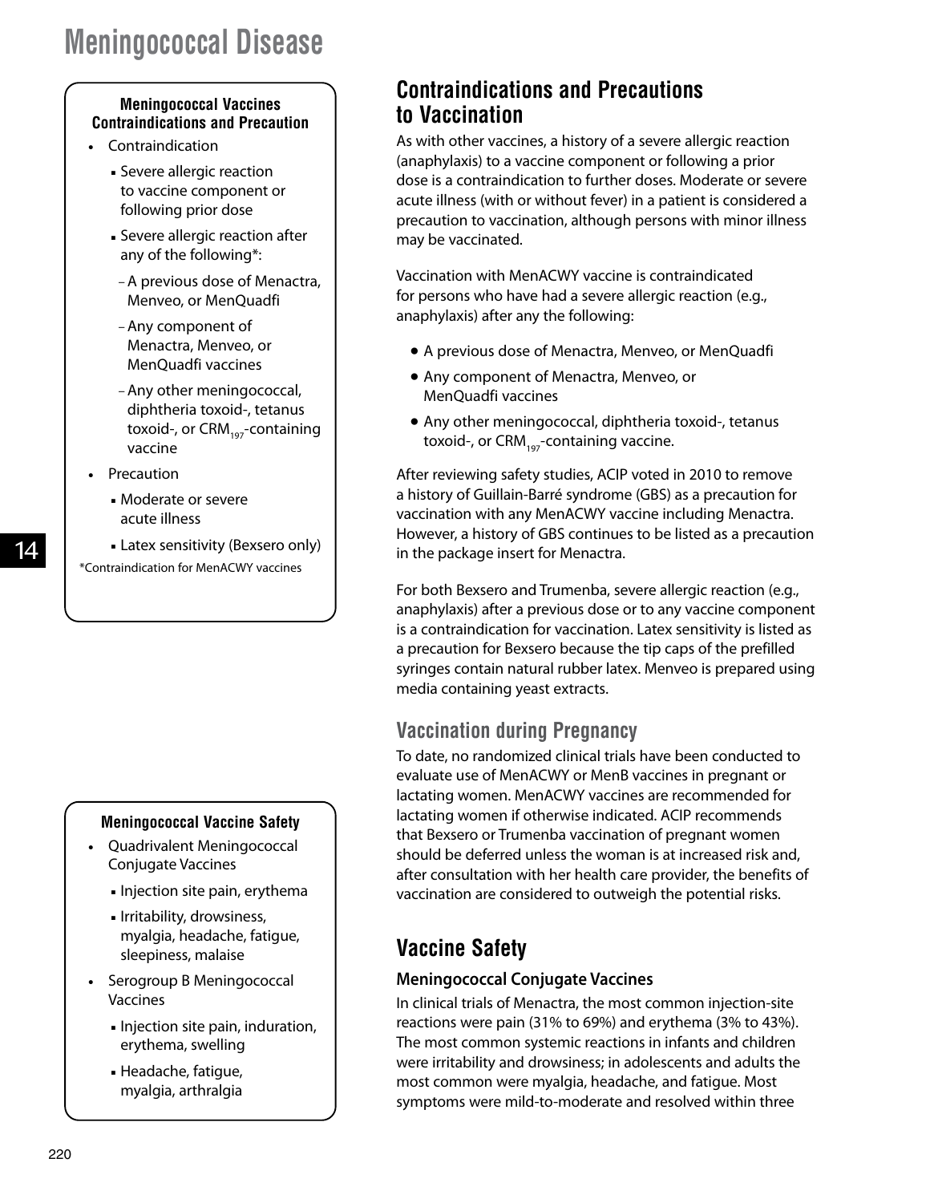# Meningococcal Disease

**Meningococcal Vaccines Contraindications and Precaution**

- Contraindication
  - Severe allergic reaction to vaccine component or following prior dose
  - Severe allergic reaction after any of the following*:
    - A previous dose of Menactra, Menveo, or MenQuadfi
    - Any component of Menactra, Menveo, or MenQuadfi vaccines
    - Any other meningococcal, diphtheria toxoid-, tetanus toxoid-, or $CRM_{197}$-containing vaccine
- Precaution
  - Moderate or severe acute illness
  - Latex sensitivity (Bexsero only)

*Contraindication for MenACWY vaccines

## Contraindications and Precautions to Vaccination

As with other vaccines, a history of a severe allergic reaction (anaphylaxis) to a vaccine component or following a prior dose is a contraindication to further doses. Moderate or severe acute illness (with or without fever) in a patient is considered a precaution to vaccination, although persons with minor illness may be vaccinated.

Vaccination with MenACWY vaccine is contraindicated for persons who have had a severe allergic reaction (e.g., anaphylaxis) after any the following:

- A previous dose of Menactra, Menveo, or MenQuadfi
- Any component of Menactra, Menveo, or MenQuadfi vaccines
- Any other meningococcal, diphtheria toxoid-, tetanus toxoid-, or $CRM_{197}$-containing vaccine.

After reviewing safety studies, ACIP voted in 2010 to remove a history of Guillain-Barré syndrome (GBS) as a precaution for vaccination with any MenACWY vaccine including Menactra. However, a history of GBS continues to be listed as a precaution in the package insert for Menactra.

For both Bexsero and Trumenba, severe allergic reaction (e.g., anaphylaxis) after a previous dose or to any vaccine component is a contraindication for vaccination. Latex sensitivity is listed as a precaution for Bexsero because the tip caps of the prefilled syringes contain natural rubber latex. Menveo is prepared using media containing yeast extracts.

### Vaccination during Pregnancy

To date, no randomized clinical trials have been conducted to evaluate use of MenACWY or MenB vaccines in pregnant or lactating women. MenACWY vaccines are recommended for lactating women if otherwise indicated. ACIP recommends that Bexsero or Trumenba vaccination of pregnant women should be deferred unless the woman is at increased risk and, after consultation with her health care provider, the benefits of vaccination are considered to outweigh the potential risks.

**Meningococcal Vaccine Safety**

- Quadrivalent Meningococcal Conjugate Vaccines
  - Injection site pain, erythema
  - Irritability, drowsiness, myalgia, headache, fatigue, sleepiness, malaise
- Serogroup B Meningococcal Vaccines
  - Injection site pain, induration, erythema, swelling
  - Headache, fatigue, myalgia, arthralgia

## Vaccine Safety

### Meningococcal Conjugate Vaccines

In clinical trials of Menactra, the most common injection-site reactions were pain (31% to 69%) and erythema (3% to 43%). The most common systemic reactions in infants and children were irritability and drowsiness; in adolescents and adults the most common were myalgia, headache, and fatigue. Most symptoms were mild-to-moderate and resolved within three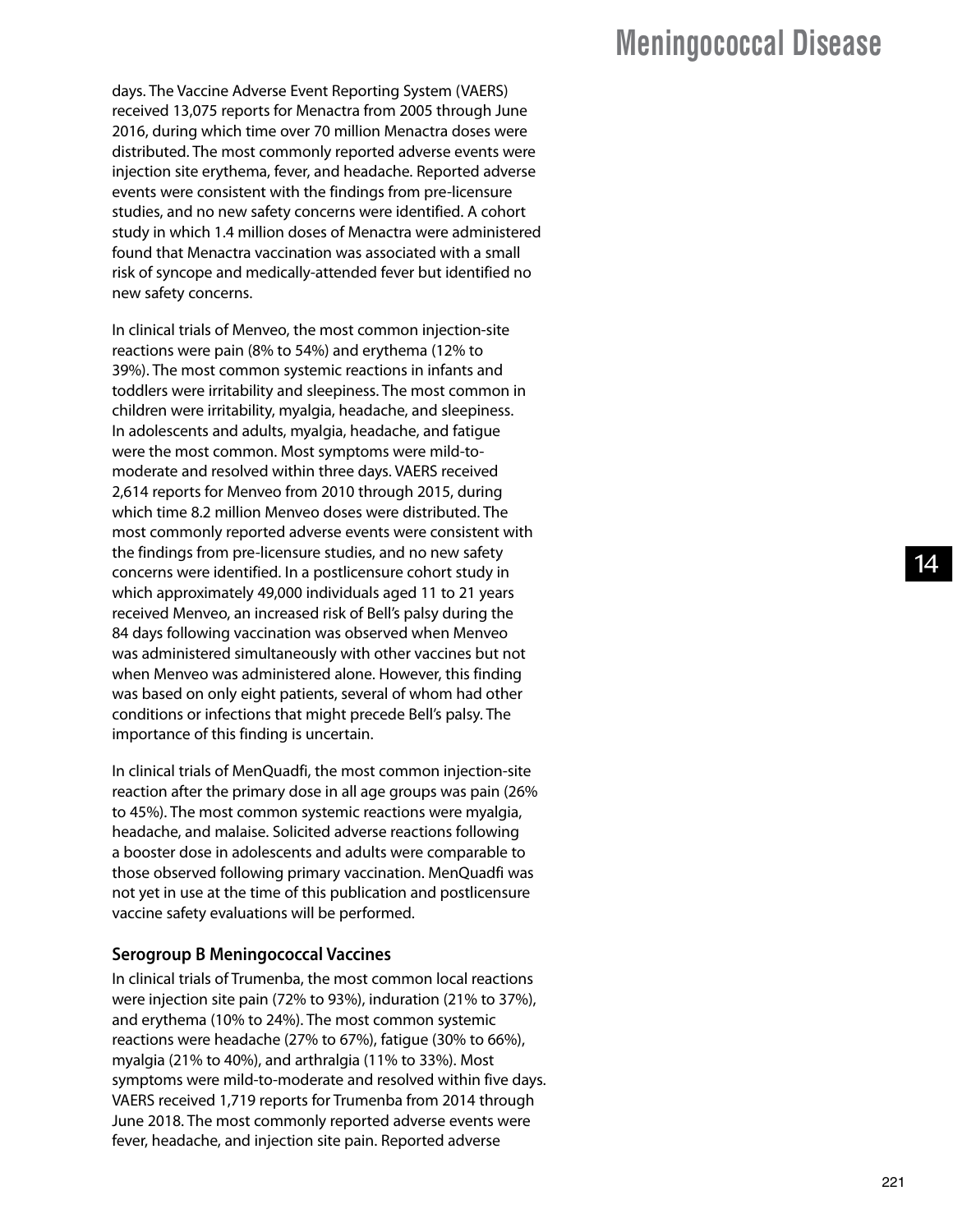days. The Vaccine Adverse Event Reporting System (VAERS) received 13,075 reports for Menactra from 2005 through June 2016, during which time over 70 million Menactra doses were distributed. The most commonly reported adverse events were injection site erythema, fever, and headache. Reported adverse events were consistent with the findings from pre-licensure studies, and no new safety concerns were identified. A cohort study in which 1.4 million doses of Menactra were administered found that Menactra vaccination was associated with a small risk of syncope and medically-attended fever but identified no new safety concerns.

In clinical trials of Menveo, the most common injection-site reactions were pain (8% to 54%) and erythema (12% to 39%). The most common systemic reactions in infants and toddlers were irritability and sleepiness. The most common in children were irritability, myalgia, headache, and sleepiness. In adolescents and adults, myalgia, headache, and fatigue were the most common. Most symptoms were mild-to-moderate and resolved within three days. VAERS received 2,614 reports for Menveo from 2010 through 2015, during which time 8.2 million Menveo doses were distributed. The most commonly reported adverse events were consistent with the findings from pre-licensure studies, and no new safety concerns were identified. In a postlicensure cohort study in which approximately 49,000 individuals aged 11 to 21 years received Menveo, an increased risk of Bell's palsy during the 84 days following vaccination was observed when Menveo was administered simultaneously with other vaccines but not when Menveo was administered alone. However, this finding was based on only eight patients, several of whom had other conditions or infections that might precede Bell's palsy. The importance of this finding is uncertain.

In clinical trials of MenQuadfi, the most common injection-site reaction after the primary dose in all age groups was pain (26% to 45%). The most common systemic reactions were myalgia, headache, and malaise. Solicited adverse reactions following a booster dose in adolescents and adults were comparable to those observed following primary vaccination. MenQuadfi was not yet in use at the time of this publication and postlicensure vaccine safety evaluations will be performed.

### Serogroup B Meningococcal Vaccines

In clinical trials of Trumenba, the most common local reactions were injection site pain (72% to 93%), induration (21% to 37%), and erythema (10% to 24%). The most common systemic reactions were headache (27% to 67%), fatigue (30% to 66%), myalgia (21% to 40%), and arthralgia (11% to 33%). Most symptoms were mild-to-moderate and resolved within five days. VAERS received 1,719 reports for Trumenba from 2014 through June 2018. The most commonly reported adverse events were fever, headache, and injection site pain. Reported adverse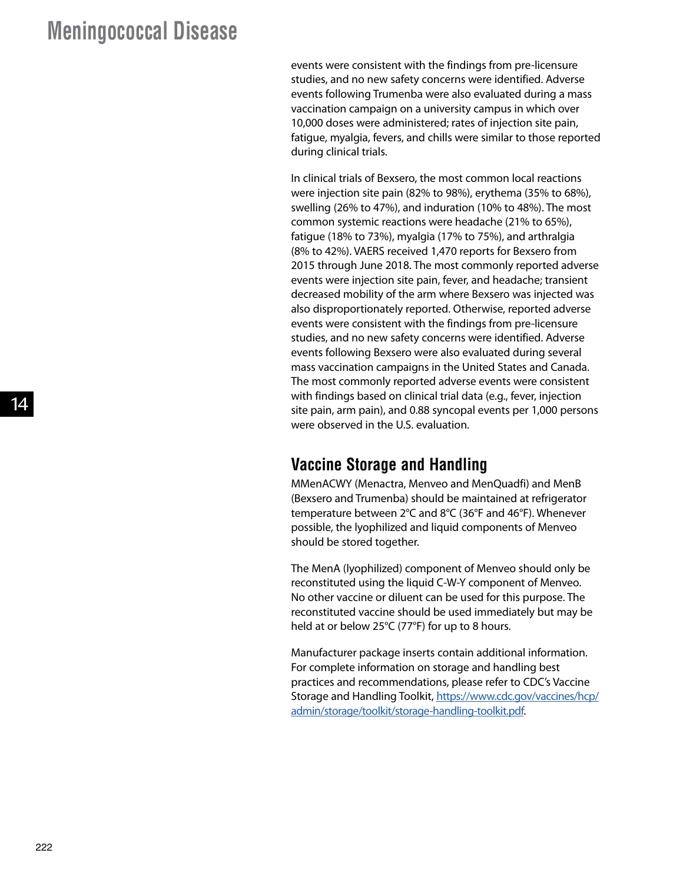events were consistent with the findings from pre-licensure studies, and no new safety concerns were identified. Adverse events following Trumenba were also evaluated during a mass vaccination campaign on a university campus in which over 10,000 doses were administered; rates of injection site pain, fatigue, myalgia, fevers, and chills were similar to those reported during clinical trials.

In clinical trials of Bexsero, the most common local reactions were injection site pain (82% to 98%), erythema (35% to 68%), swelling (26% to 47%), and induration (10% to 48%). The most common systemic reactions were headache (21% to 65%), fatigue (18% to 73%), myalgia (17% to 75%), and arthralgia (8% to 42%). VAERS received 1,470 reports for Bexsero from 2015 through June 2018. The most commonly reported adverse events were injection site pain, fever, and headache; transient decreased mobility of the arm where Bexsero was injected was also disproportionately reported. Otherwise, reported adverse events were consistent with the findings from pre-licensure studies, and no new safety concerns were identified. Adverse events following Bexsero were also evaluated during several mass vaccination campaigns in the United States and Canada. The most commonly reported adverse events were consistent with findings based on clinical trial data (e.g., fever, injection site pain, arm pain), and 0.88 syncopal events per 1,000 persons were observed in the U.S. evaluation.

## Vaccine Storage and Handling

MMenACWY (Menactra, Menveo and MenQuadfi) and MenB (Bexsero and Trumenba) should be maintained at refrigerator temperature between 2°C and 8°C (36°F and 46°F). Whenever possible, the lyophilized and liquid components of Menveo should be stored together.

The MenA (lyophilized) component of Menveo should only be reconstituted using the liquid C-W-Y component of Menveo. No other vaccine or diluent can be used for this purpose. The reconstituted vaccine should be used immediately but may be held at or below 25°C (77°F) for up to 8 hours.

Manufacturer package inserts contain additional information. For complete information on storage and handling best practices and recommendations, please refer to CDC's Vaccine Storage and Handling Toolkit, https://www.cdc.gov/vaccines/hcp/admin/storage/toolkit/storage-handling-toolkit.pdf.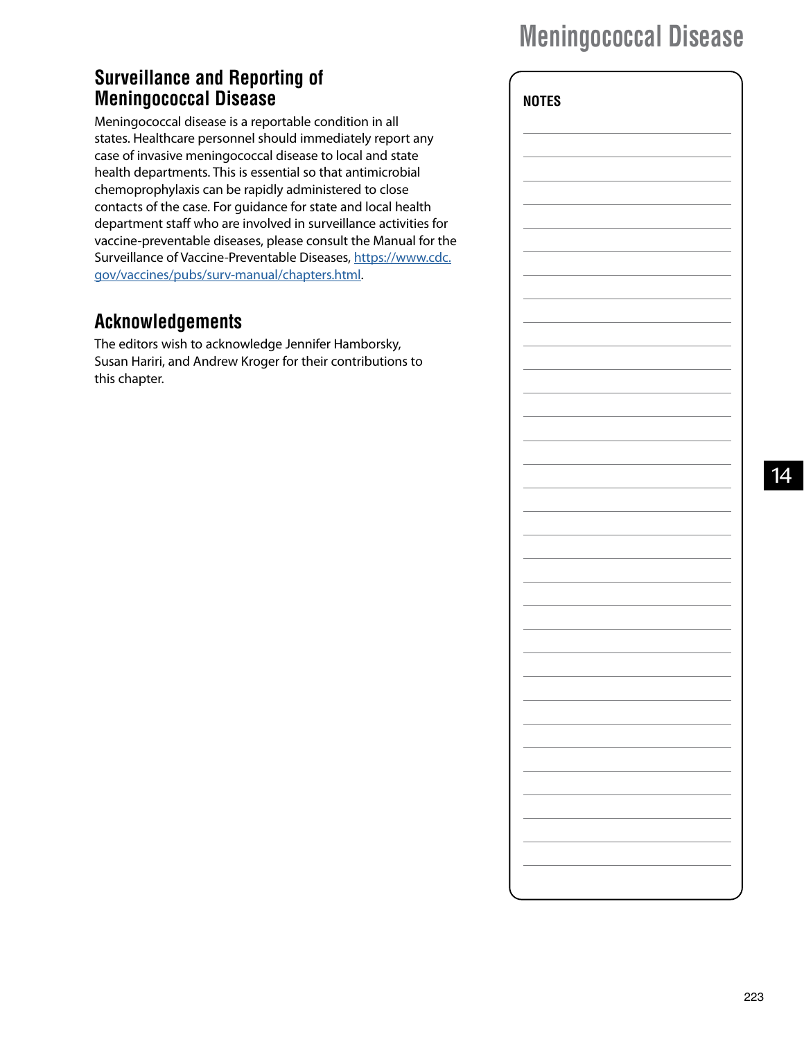## Surveillance and Reporting of Meningococcal Disease

Meningococcal disease is a reportable condition in all states. Healthcare personnel should immediately report any case of invasive meningococcal disease to local and state health departments. This is essential so that antimicrobial chemoprophylaxis can be rapidly administered to close contacts of the case. For guidance for state and local health department staff who are involved in surveillance activities for vaccine-preventable diseases, please consult the Manual for the Surveillance of Vaccine-Preventable Diseases, https://www.cdc.gov/vaccines/pubs/surv-manual/chapters.html.

## Acknowledgements

The editors wish to acknowledge Jennifer Hamborsky, Susan Hariri, and Andrew Kroger for their contributions to this chapter.

NOTES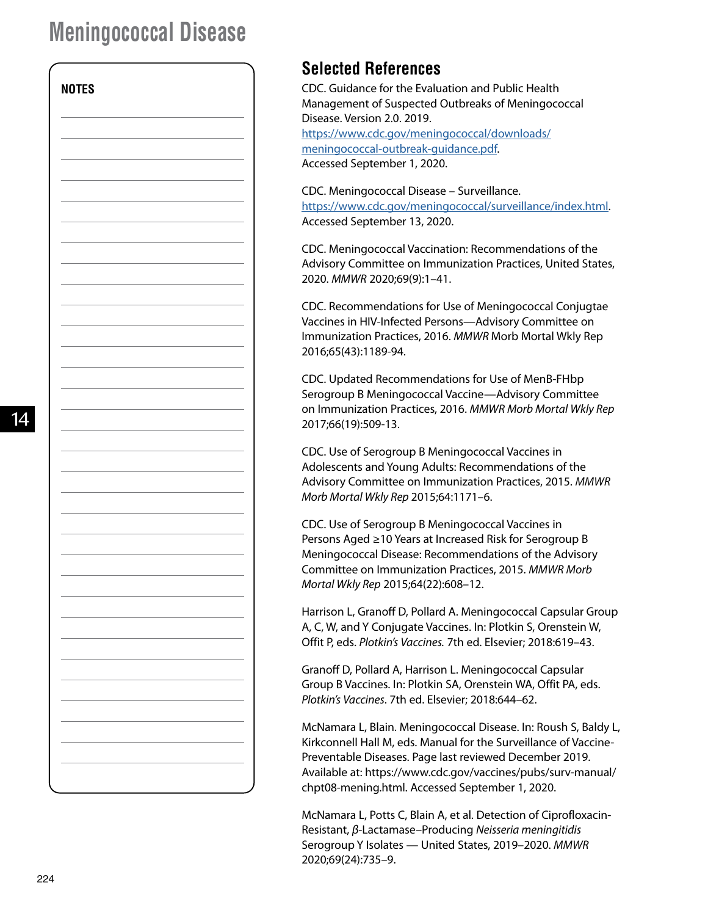# Meningococcal Disease

NOTES

## Selected References

CDC. Guidance for the Evaluation and Public Health Management of Suspected Outbreaks of Meningococcal Disease. Version 2.0. 2019. https://www.cdc.gov/meningococcal/downloads/meningococcal-outbreak-guidance.pdf. Accessed September 1, 2020.

CDC. Meningococcal Disease – Surveillance. https://www.cdc.gov/meningococcal/surveillance/index.html. Accessed September 13, 2020.

CDC. Meningococcal Vaccination: Recommendations of the Advisory Committee on Immunization Practices, United States, 2020. *MMWR* 2020;69(9):1–41.

CDC. Recommendations for Use of Meningococcal Conjugtae Vaccines in HIV-Infected Persons—Advisory Committee on Immunization Practices, 2016. *MMWR* Morb Mortal Wkly Rep 2016;65(43):1189-94.

CDC. Updated Recommendations for Use of MenB-FHbp Serogroup B Meningococcal Vaccine—Advisory Committee on Immunization Practices, 2016. *MMWR Morb Mortal Wkly Rep* 2017;66(19):509-13.

CDC. Use of Serogroup B Meningococcal Vaccines in Adolescents and Young Adults: Recommendations of the Advisory Committee on Immunization Practices, 2015. *MMWR Morb Mortal Wkly Rep* 2015;64:1171–6.

CDC. Use of Serogroup B Meningococcal Vaccines in Persons Aged ≥10 Years at Increased Risk for Serogroup B Meningococcal Disease: Recommendations of the Advisory Committee on Immunization Practices, 2015. *MMWR Morb Mortal Wkly Rep* 2015;64(22):608–12.

Harrison L, Granoff D, Pollard A. Meningococcal Capsular Group A, C, W, and Y Conjugate Vaccines. In: Plotkin S, Orenstein W, Offit P, eds. *Plotkin's Vaccines.* 7th ed. Elsevier; 2018:619–43.

Granoff D, Pollard A, Harrison L. Meningococcal Capsular Group B Vaccines. In: Plotkin SA, Orenstein WA, Offit PA, eds. *Plotkin's Vaccines*. 7th ed. Elsevier; 2018:644–62.

McNamara L, Blain. Meningococcal Disease. In: Roush S, Baldy L, Kirkconnell Hall M, eds. Manual for the Surveillance of Vaccine-Preventable Diseases. Page last reviewed December 2019. Available at: https://cdc.gov/vaccines/pubs/surv-manual/chpt08-mening.html. Accessed September 1, 2020.

McNamara L, Potts C, Blain A, et al. Detection of Ciprofloxacin-Resistant, $\beta$-Lactamase–Producing *Neisseria meningitidis* Serogroup Y Isolates — United States, 2019–2020. *MMWR* 2020;69(24):735–9.